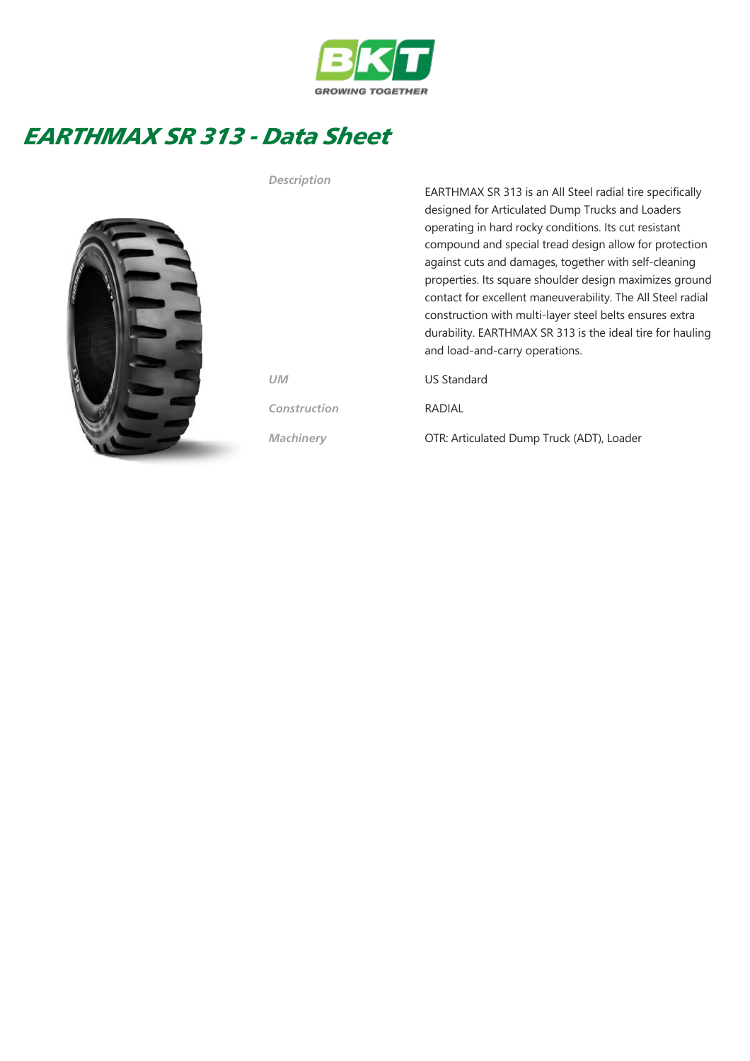BKT
GROWING TOGETHER

# EARTHMAX SR 313 - Data Sheet

| | |
|---|---|
| *Description* | EARTHMAX SR 313 is an All Steel radial tire specifically designed for Articulated Dump Trucks and Loaders operating in hard rocky conditions. Its cut resistant compound and special tread design allow for protection against cuts and damages, together with self-cleaning properties. Its square shoulder design maximizes ground contact for excellent maneuverability. The All Steel radial construction with multi-layer steel belts ensures extra durability. EARTHMAX SR 313 is the ideal tire for hauling and load-and-carry operations. |
| *UM* | US Standard |
| *Construction* | RADIAL |
| *Machinery* | OTR: Articulated Dump Truck (ADT), Loader |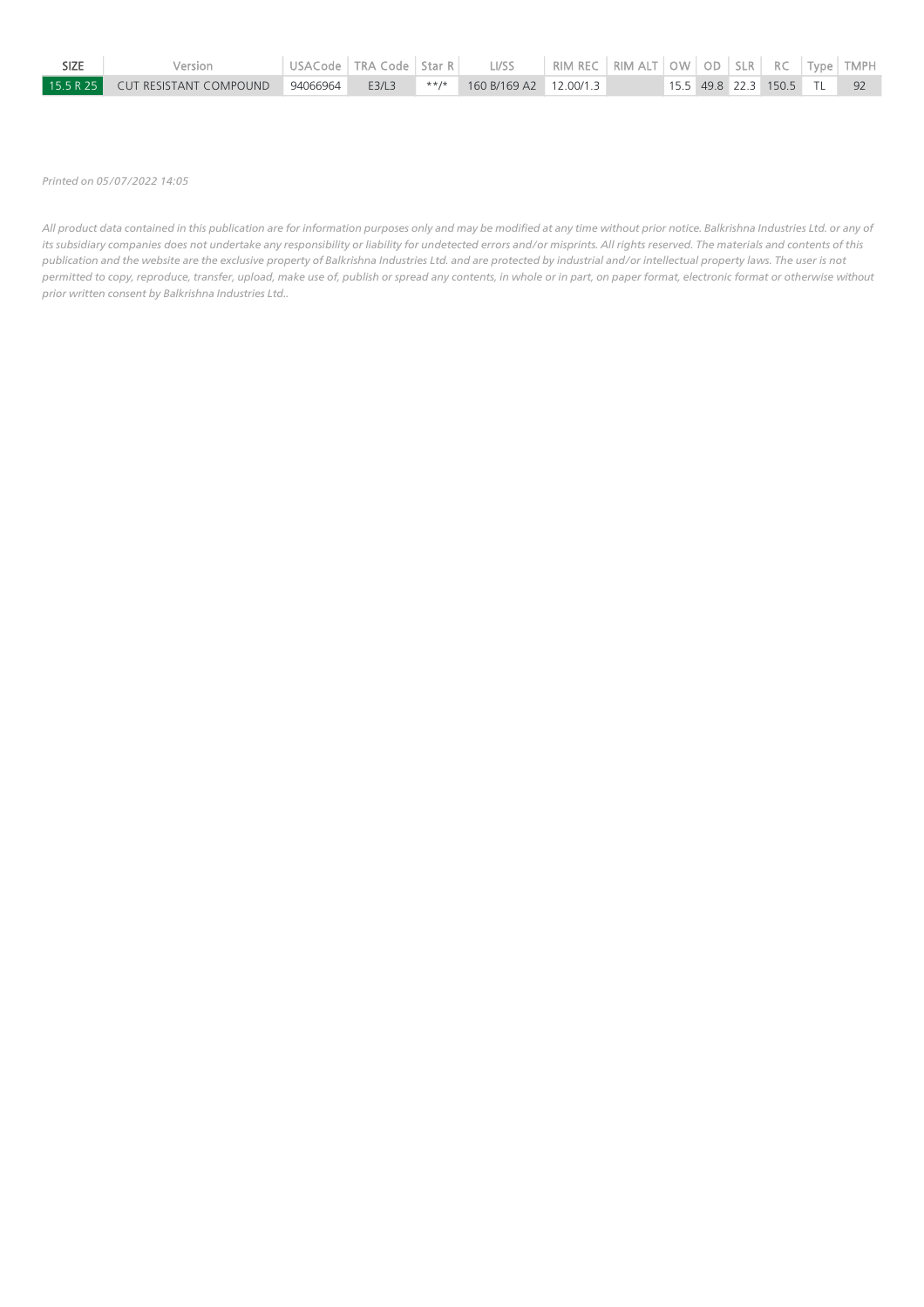| SIZE | Version | USACode | TRA Code | Star R | LI/SS | RIM REC | RIM ALT | OW | OD | SLR | RC | Type | TMPH |
|---|---|---|---|---|---|---|---|---|---|---|---|---|---|
| 15.5 R 25 | CUT RESISTANT COMPOUND | 94066964 | E3/L3 | **/* | 160 B/169 A2 | 12.00/1.3 | | 15.5 | 49.8 | 22.3 | 150.5 | TL | 92 |

*Printed on 05/07/2022 14:05*

*All product data contained in this publication are for information purposes only and may be modified at any time without prior notice. Balkrishna Industries Ltd. or any of its subsidiary companies does not undertake any responsibility or liability for undetected errors and/or misprints. All rights reserved. The materials and contents of this publication and the website are the exclusive property of Balkrishna Industries Ltd. and are protected by industrial and/or intellectual property laws. The user is not permitted to copy, reproduce, transfer, upload, make use of, publish or spread any contents, in whole or in part, on paper format, electronic format or otherwise without prior written consent by Balkrishna Industries Ltd..*